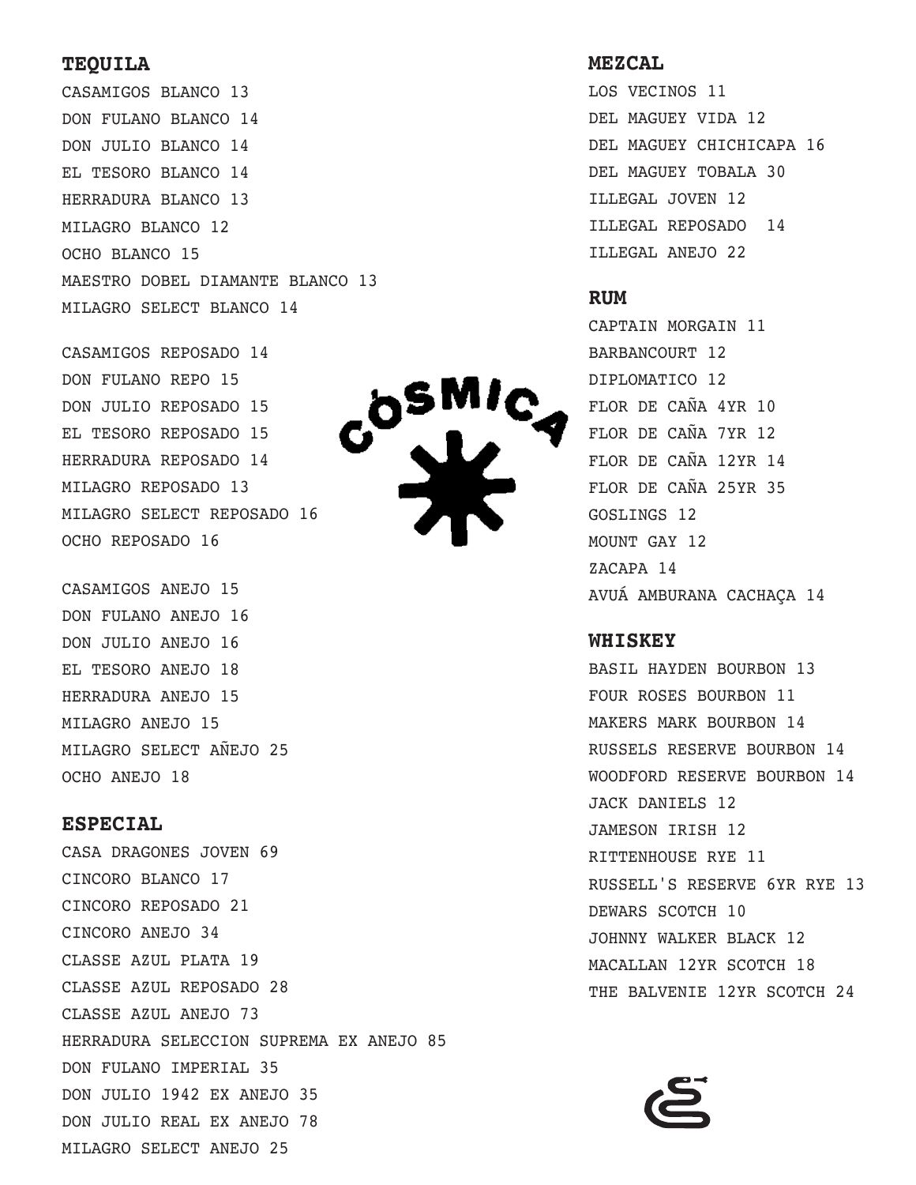## TEQUILA

CASAMIGOS BLANCO 13
DON FULANO BLANCO 14
DON JULIO BLANCO 14
EL TESORO BLANCO 14
HERRADURA BLANCO 13
MILAGRO BLANCO 12
OCHO BLANCO 15
MAESTRO DOBEL DIAMANTE BLANCO 13
MILAGRO SELECT BLANCO 14

CASAMIGOS REPOSADO 14
DON FULANO REPO 15
DON JULIO REPOSADO 15
EL TESORO REPOSADO 15
HERRADURA REPOSADO 14
MILAGRO REPOSADO 13
MILAGRO SELECT REPOSADO 16
OCHO REPOSADO 16

CASAMIGOS ANEJO 15
DON FULANO ANEJO 16
DON JULIO ANEJO 16
EL TESORO ANEJO 18
HERRADURA ANEJO 15
MILAGRO ANEJO 15
MILAGRO SELECT AÑEJO 25
OCHO ANEJO 18

## ESPECIAL

CASA DRAGONES JOVEN 69
CINCORO BLANCO 17
CINCORO REPOSADO 21
CINCORO ANEJO 34
CLASSE AZUL PLATA 19
CLASSE AZUL REPOSADO 28
CLASSE AZUL ANEJO 73
HERRADURA SELECCION SUPREMA EX ANEJO 85
DON FULANO IMPERIAL 35
DON JULIO 1942 EX ANEJO 35
DON JULIO REAL EX ANEJO 78
MILAGRO SELECT ANEJO 25

COSMICA

## MEZCAL

LOS VECINOS 11
DEL MAGUEY VIDA 12
DEL MAGUEY CHICHICAPA 16
DEL MAGUEY TOBALA 30
ILLEGAL JOVEN 12
ILLEGAL REPOSADO 14
ILLEGAL ANEJO 22

## RUM

CAPTAIN MORGAIN 11
BARBANCOURT 12
DIPLOMATICO 12
FLOR DE CAÑA 4YR 10
FLOR DE CAÑA 7YR 12
FLOR DE CAÑA 12YR 14
FLOR DE CAÑA 25YR 35
GOSLINGS 12
MOUNT GAY 12
ZACAPA 14
AVUÁ AMBURANA CACHAÇA 14

## WHISKEY

BASIL HAYDEN BOURBON 13
FOUR ROSES BOURBON 11
MAKERS MARK BOURBON 14
RUSSELS RESERVE BOURBON 14
WOODFORD RESERVE BOURBON 14
JACK DANIELS 12
JAMESON IRISH 12
RITTENHOUSE RYE 11
RUSSELL'S RESERVE 6YR RYE 13
DEWARS SCOTCH 10
JOHNNY WALKER BLACK 12
MACALLAN 12YR SCOTCH 18
THE BALVENIE 12YR SCOTCH 24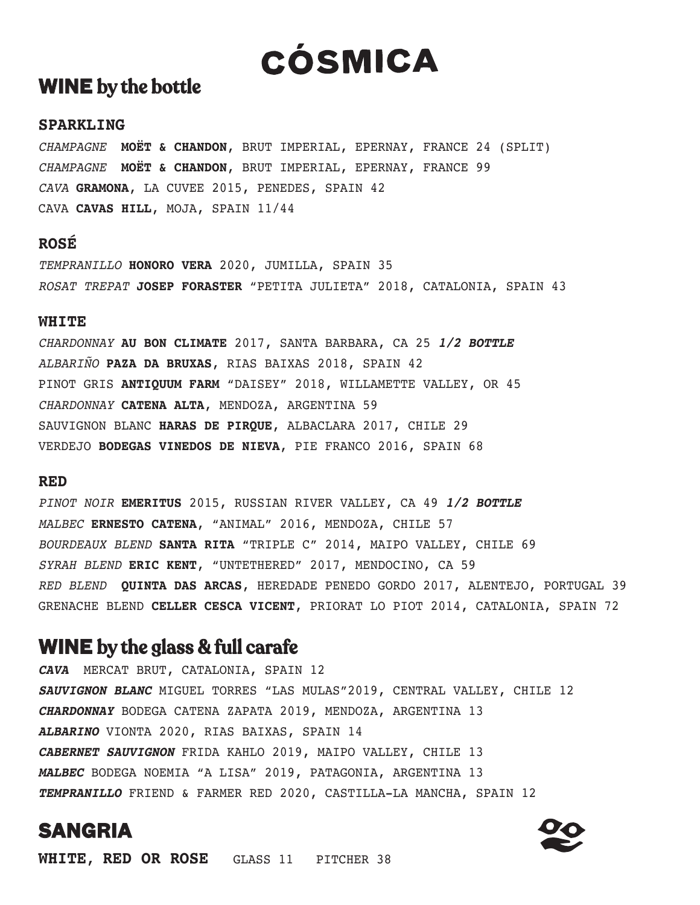# CÓSMICA

## WINE by the bottle

### SPARKLING

*CHAMPAGNE* **MOËT & CHANDON**, BRUT IMPERIAL, EPERNAY, FRANCE 24 (SPLIT)
*CHAMPAGNE* **MOËT & CHANDON**, BRUT IMPERIAL, EPERNAY, FRANCE 99
*CAVA* **GRAMONA**, LA CUVEE 2015, PENEDES, SPAIN 42
CAVA **CAVAS HILL**, MOJA, SPAIN 11/44

### ROSÉ

*TEMPRANILLO* **HONORO VERA** 2020, JUMILLA, SPAIN 35
*ROSAT TREPAT* **JOSEP FORASTER** "PETITA JULIETA" 2018, CATALONIA, SPAIN 43

### WHITE

*CHARDONNAY* **AU BON CLIMATE** 2017, SANTA BARBARA, CA 25 ***1/2 BOTTLE***
*ALBARIÑO* **PAZA DA BRUXAS**, RIAS BAIXAS 2018, SPAIN 42
PINOT GRIS **ANTIQUUM FARM** "DAISEY" 2018, WILLAMETTE VALLEY, OR 45
*CHARDONNAY* **CATENA ALTA**, MENDOZA, ARGENTINA 59
SAUVIGNON BLANC **HARAS DE PIRQUE**, ALBACLARA 2017, CHILE 29
VERDEJO **BODEGAS VINEDOS DE NIEVA**, PIE FRANCO 2016, SPAIN 68

### RED

*PINOT NOIR* **EMERITUS** 2015, RUSSIAN RIVER VALLEY, CA 49 ***1/2 BOTTLE***
*MALBEC* **ERNESTO CATENA**, "ANIMAL" 2016, MENDOZA, CHILE 57
*BOURDEAUX BLEND* **SANTA RITA** "TRIPLE C" 2014, MAIPO VALLEY, CHILE 69
*SYRAH BLEND* **ERIC KENT**, "UNTETHERED" 2017, MENDOCINO, CA 59
*RED BLEND* **QUINTA DAS ARCAS**, HEREDADE PENEDO GORDO 2017, ALENTEJO, PORTUGAL 39
GRENACHE BLEND **CELLER CESCA VICENT**, PRIORAT LO PIOT 2014, CATALONIA, SPAIN 72

## WINE by the glass & full carafe

***CAVA*** MERCAT BRUT, CATALONIA, SPAIN 12
***SAUVIGNON BLANC*** MIGUEL TORRES "LAS MULAS"2019, CENTRAL VALLEY, CHILE 12
***CHARDONNAY*** BODEGA CATENA ZAPATA 2019, MENDOZA, ARGENTINA 13
***ALBARINO*** VIONTA 2020, RIAS BAIXAS, SPAIN 14
***CABERNET SAUVIGNON*** FRIDA KAHLO 2019, MAIPO VALLEY, CHILE 13
***MALBEC*** BODEGA NOEMIA "A LISA" 2019, PATAGONIA, ARGENTINA 13
***TEMPRANILLO*** FRIEND & FARMER RED 2020, CASTILLA-LA MANCHA, SPAIN 12

## SANGRIA

**WHITE, RED OR ROSE** GLASS 11 PITCHER 38